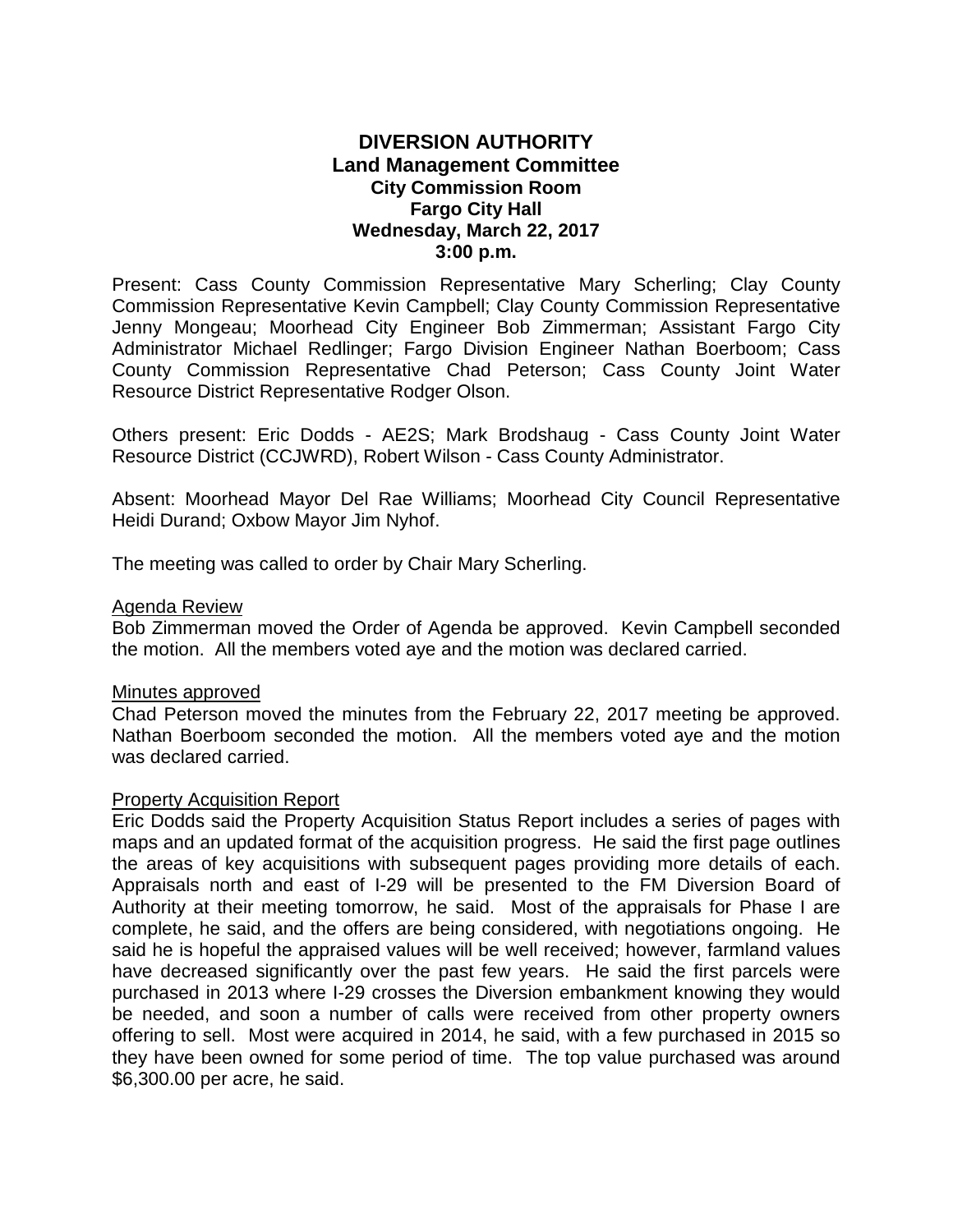# DIVERSION AUTHORITY
## Land Management Committee
### City Commission Room
### Fargo City Hall
### Wednesday, March 22, 2017
### 3:00 p.m.

Present: Cass County Commission Representative Mary Scherling; Clay County Commission Representative Kevin Campbell; Clay County Commission Representative Jenny Mongeau; Moorhead City Engineer Bob Zimmerman; Assistant Fargo City Administrator Michael Redlinger; Fargo Division Engineer Nathan Boerboom; Cass County Commission Representative Chad Peterson; Cass County Joint Water Resource District Representative Rodger Olson.

Others present: Eric Dodds - AE2S; Mark Brodshaug - Cass County Joint Water Resource District (CCJWRD), Robert Wilson - Cass County Administrator.

Absent: Moorhead Mayor Del Rae Williams; Moorhead City Council Representative Heidi Durand; Oxbow Mayor Jim Nyhof.

The meeting was called to order by Chair Mary Scherling.

Agenda Review

Bob Zimmerman moved the Order of Agenda be approved. Kevin Campbell seconded the motion. All the members voted aye and the motion was declared carried.

Minutes approved

Chad Peterson moved the minutes from the February 22, 2017 meeting be approved. Nathan Boerboom seconded the motion. All the members voted aye and the motion was declared carried.

Property Acquisition Report

Eric Dodds said the Property Acquisition Status Report includes a series of pages with maps and an updated format of the acquisition progress. He said the first page outlines the areas of key acquisitions with subsequent pages providing more details of each. Appraisals north and east of I-29 will be presented to the FM Diversion Board of Authority at their meeting tomorrow, he said. Most of the appraisals for Phase I are complete, he said, and the offers are being considered, with negotiations ongoing. He said he is hopeful the appraised values will be well received; however, farmland values have decreased significantly over the past few years. He said the first parcels were purchased in 2013 where I-29 crosses the Diversion embankment knowing they would be needed, and soon a number of calls were received from other property owners offering to sell. Most were acquired in 2014, he said, with a few purchased in 2015 so they have been owned for some period of time. The top value purchased was around \$6,300.00 per acre, he said.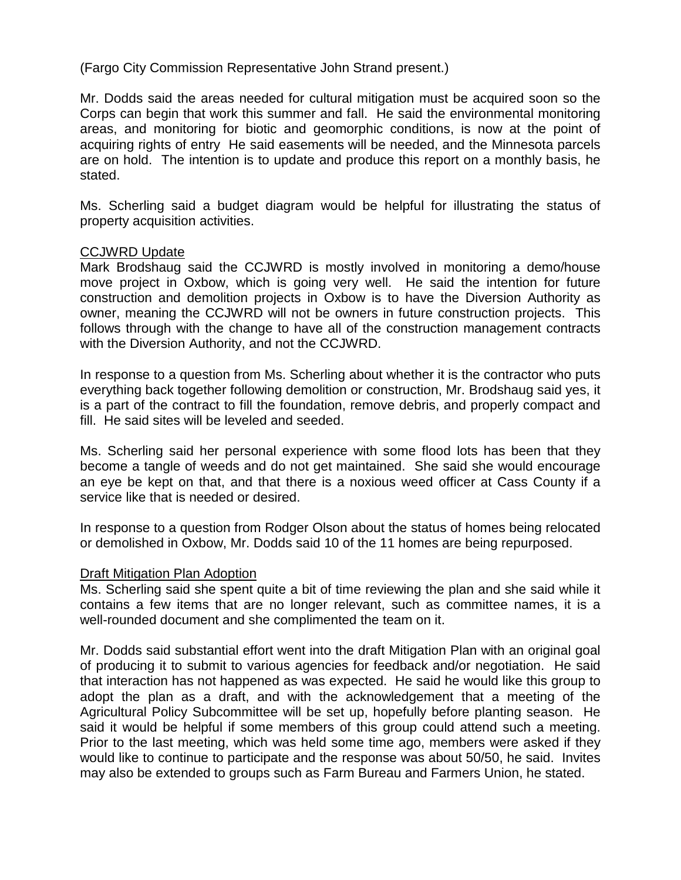(Fargo City Commission Representative John Strand present.)

Mr. Dodds said the areas needed for cultural mitigation must be acquired soon so the Corps can begin that work this summer and fall. He said the environmental monitoring areas, and monitoring for biotic and geomorphic conditions, is now at the point of acquiring rights of entry He said easements will be needed, and the Minnesota parcels are on hold. The intention is to update and produce this report on a monthly basis, he stated.

Ms. Scherling said a budget diagram would be helpful for illustrating the status of property acquisition activities.

<u>CCJWRD Update</u>

Mark Brodshaug said the CCJWRD is mostly involved in monitoring a demo/house move project in Oxbow, which is going very well. He said the intention for future construction and demolition projects in Oxbow is to have the Diversion Authority as owner, meaning the CCJWRD will not be owners in future construction projects. This follows through with the change to have all of the construction management contracts with the Diversion Authority, and not the CCJWRD.

In response to a question from Ms. Scherling about whether it is the contractor who puts everything back together following demolition or construction, Mr. Brodshaug said yes, it is a part of the contract to fill the foundation, remove debris, and properly compact and fill. He said sites will be leveled and seeded.

Ms. Scherling said her personal experience with some flood lots has been that they become a tangle of weeds and do not get maintained. She said she would encourage an eye be kept on that, and that there is a noxious weed officer at Cass County if a service like that is needed or desired.

In response to a question from Rodger Olson about the status of homes being relocated or demolished in Oxbow, Mr. Dodds said 10 of the 11 homes are being repurposed.

<u>Draft Mitigation Plan Adoption</u>

Ms. Scherling said she spent quite a bit of time reviewing the plan and she said while it contains a few items that are no longer relevant, such as committee names, it is a well-rounded document and she complimented the team on it.

Mr. Dodds said substantial effort went into the draft Mitigation Plan with an original goal of producing it to submit to various agencies for feedback and/or negotiation. He said that interaction has not happened as was expected. He said he would like this group to adopt the plan as a draft, and with the acknowledgement that a meeting of the Agricultural Policy Subcommittee will be set up, hopefully before planting season. He said it would be helpful if some members of this group could attend such a meeting. Prior to the last meeting, which was held some time ago, members were asked if they would like to continue to participate and the response was about 50/50, he said. Invites may also be extended to groups such as Farm Bureau and Farmers Union, he stated.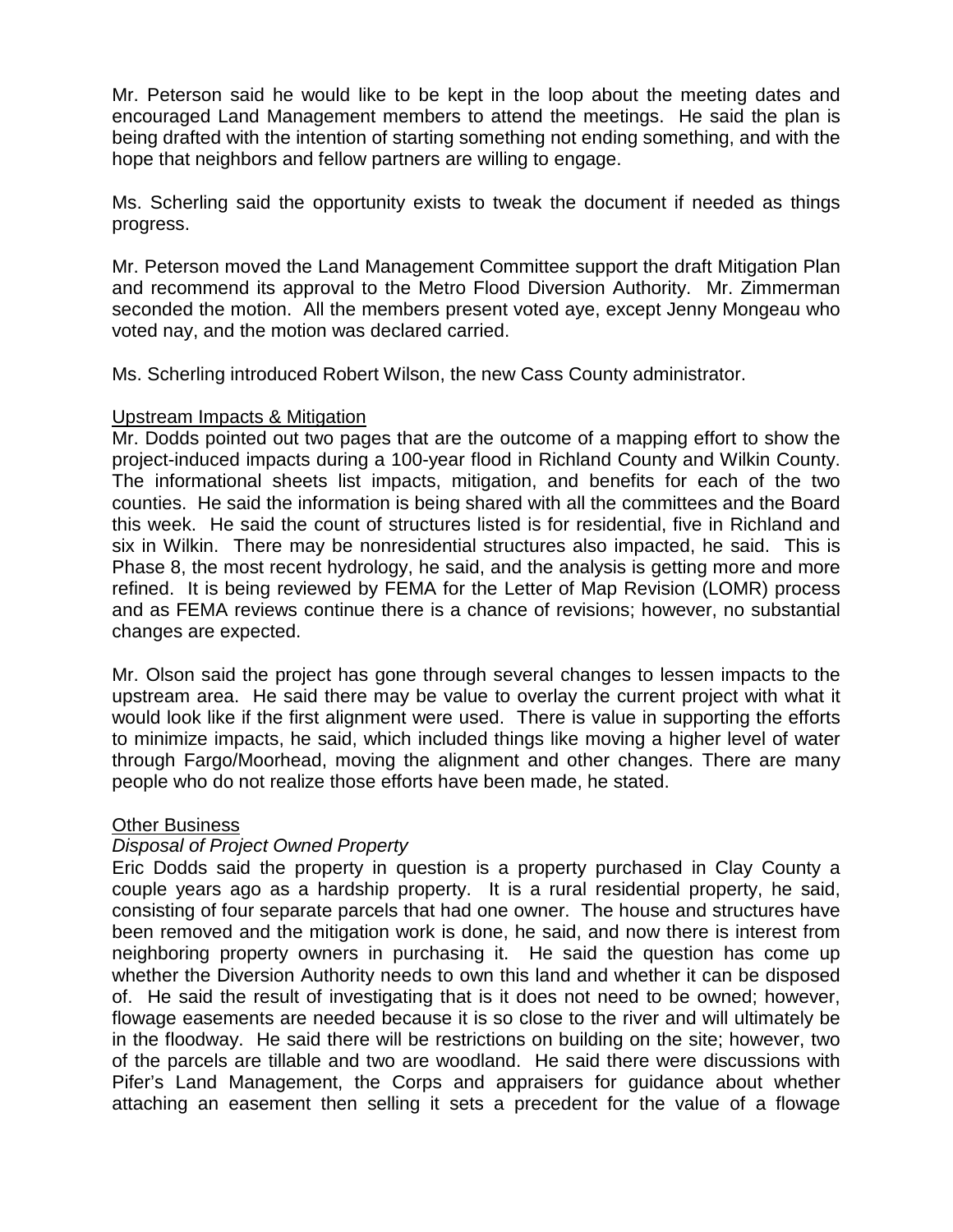Mr. Peterson said he would like to be kept in the loop about the meeting dates and encouraged Land Management members to attend the meetings. He said the plan is being drafted with the intention of starting something not ending something, and with the hope that neighbors and fellow partners are willing to engage.

Ms. Scherling said the opportunity exists to tweak the document if needed as things progress.

Mr. Peterson moved the Land Management Committee support the draft Mitigation Plan and recommend its approval to the Metro Flood Diversion Authority. Mr. Zimmerman seconded the motion. All the members present voted aye, except Jenny Mongeau who voted nay, and the motion was declared carried.

Ms. Scherling introduced Robert Wilson, the new Cass County administrator.

<u>Upstream Impacts & Mitigation</u>

Mr. Dodds pointed out two pages that are the outcome of a mapping effort to show the project-induced impacts during a 100-year flood in Richland County and Wilkin County. The informational sheets list impacts, mitigation, and benefits for each of the two counties. He said the information is being shared with all the committees and the Board this week. He said the count of structures listed is for residential, five in Richland and six in Wilkin. There may be nonresidential structures also impacted, he said. This is Phase 8, the most recent hydrology, he said, and the analysis is getting more and more refined. It is being reviewed by FEMA for the Letter of Map Revision (LOMR) process and as FEMA reviews continue there is a chance of revisions; however, no substantial changes are expected.

Mr. Olson said the project has gone through several changes to lessen impacts to the upstream area. He said there may be value to overlay the current project with what it would look like if the first alignment were used. There is value in supporting the efforts to minimize impacts, he said, which included things like moving a higher level of water through Fargo/Moorhead, moving the alignment and other changes. There are many people who do not realize those efforts have been made, he stated.

<u>Other Business</u>

*Disposal of Project Owned Property*

Eric Dodds said the property in question is a property purchased in Clay County a couple years ago as a hardship property. It is a rural residential property, he said, consisting of four separate parcels that had one owner. The house and structures have been removed and the mitigation work is done, he said, and now there is interest from neighboring property owners in purchasing it. He said the question has come up whether the Diversion Authority needs to own this land and whether it can be disposed of. He said the result of investigating that is it does not need to be owned; however, flowage easements are needed because it is so close to the river and will ultimately be in the floodway. He said there will be restrictions on building on the site; however, two of the parcels are tillable and two are woodland. He said there were discussions with Pifer's Land Management, the Corps and appraisers for guidance about whether attaching an easement then selling it sets a precedent for the value of a flowage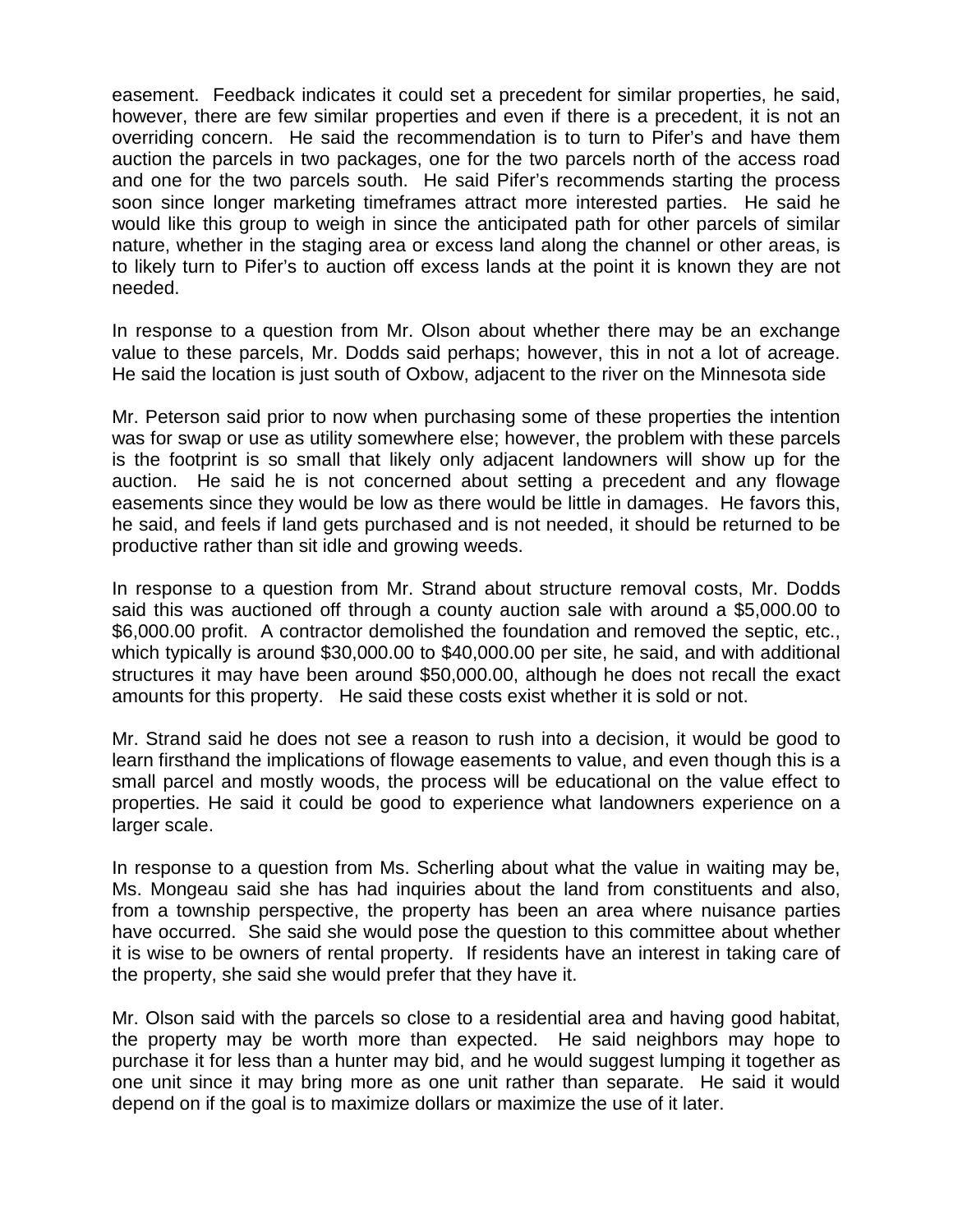easement. Feedback indicates it could set a precedent for similar properties, he said, however, there are few similar properties and even if there is a precedent, it is not an overriding concern. He said the recommendation is to turn to Pifer's and have them auction the parcels in two packages, one for the two parcels north of the access road and one for the two parcels south. He said Pifer's recommends starting the process soon since longer marketing timeframes attract more interested parties. He said he would like this group to weigh in since the anticipated path for other parcels of similar nature, whether in the staging area or excess land along the channel or other areas, is to likely turn to Pifer's to auction off excess lands at the point it is known they are not needed.

In response to a question from Mr. Olson about whether there may be an exchange value to these parcels, Mr. Dodds said perhaps; however, this in not a lot of acreage. He said the location is just south of Oxbow, adjacent to the river on the Minnesota side

Mr. Peterson said prior to now when purchasing some of these properties the intention was for swap or use as utility somewhere else; however, the problem with these parcels is the footprint is so small that likely only adjacent landowners will show up for the auction. He said he is not concerned about setting a precedent and any flowage easements since they would be low as there would be little in damages. He favors this, he said, and feels if land gets purchased and is not needed, it should be returned to be productive rather than sit idle and growing weeds.

In response to a question from Mr. Strand about structure removal costs, Mr. Dodds said this was auctioned off through a county auction sale with around a $5,000.00 to $6,000.00 profit. A contractor demolished the foundation and removed the septic, etc., which typically is around $30,000.00 to $40,000.00 per site, he said, and with additional structures it may have been around $50,000.00, although he does not recall the exact amounts for this property. He said these costs exist whether it is sold or not.

Mr. Strand said he does not see a reason to rush into a decision, it would be good to learn firsthand the implications of flowage easements to value, and even though this is a small parcel and mostly woods, the process will be educational on the value effect to properties. He said it could be good to experience what landowners experience on a larger scale.

In response to a question from Ms. Scherling about what the value in waiting may be, Ms. Mongeau said she has had inquiries about the land from constituents and also, from a township perspective, the property has been an area where nuisance parties have occurred. She said she would pose the question to this committee about whether it is wise to be owners of rental property. If residents have an interest in taking care of the property, she said she would prefer that they have it.

Mr. Olson said with the parcels so close to a residential area and having good habitat, the property may be worth more than expected. He said neighbors may hope to purchase it for less than a hunter may bid, and he would suggest lumping it together as one unit since it may bring more as one unit rather than separate. He said it would depend on if the goal is to maximize dollars or maximize the use of it later.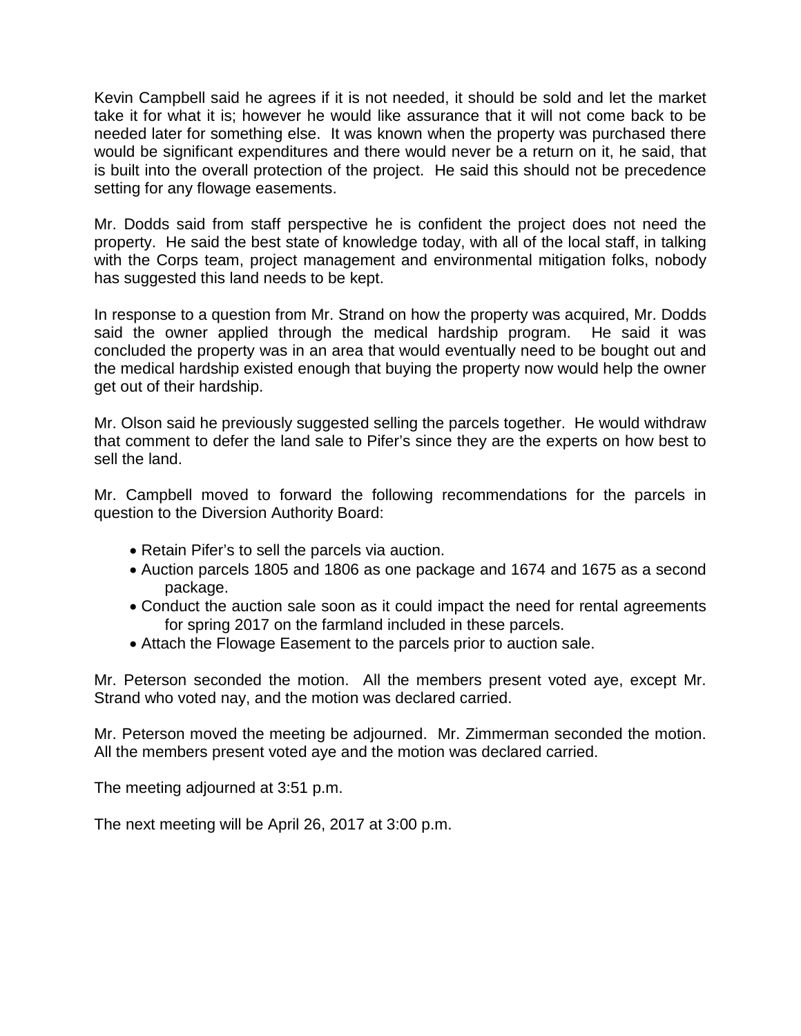Kevin Campbell said he agrees if it is not needed, it should be sold and let the market take it for what it is; however he would like assurance that it will not come back to be needed later for something else. It was known when the property was purchased there would be significant expenditures and there would never be a return on it, he said, that is built into the overall protection of the project. He said this should not be precedence setting for any flowage easements.

Mr. Dodds said from staff perspective he is confident the project does not need the property. He said the best state of knowledge today, with all of the local staff, in talking with the Corps team, project management and environmental mitigation folks, nobody has suggested this land needs to be kept.

In response to a question from Mr. Strand on how the property was acquired, Mr. Dodds said the owner applied through the medical hardship program. He said it was concluded the property was in an area that would eventually need to be bought out and the medical hardship existed enough that buying the property now would help the owner get out of their hardship.

Mr. Olson said he previously suggested selling the parcels together. He would withdraw that comment to defer the land sale to Pifer's since they are the experts on how best to sell the land.

Mr. Campbell moved to forward the following recommendations for the parcels in question to the Diversion Authority Board:

- Retain Pifer's to sell the parcels via auction.
- Auction parcels 1805 and 1806 as one package and 1674 and 1675 as a second package.
- Conduct the auction sale soon as it could impact the need for rental agreements for spring 2017 on the farmland included in these parcels.
- Attach the Flowage Easement to the parcels prior to auction sale.

Mr. Peterson seconded the motion. All the members present voted aye, except Mr. Strand who voted nay, and the motion was declared carried.

Mr. Peterson moved the meeting be adjourned. Mr. Zimmerman seconded the motion. All the members present voted aye and the motion was declared carried.

The meeting adjourned at 3:51 p.m.

The next meeting will be April 26, 2017 at 3:00 p.m.